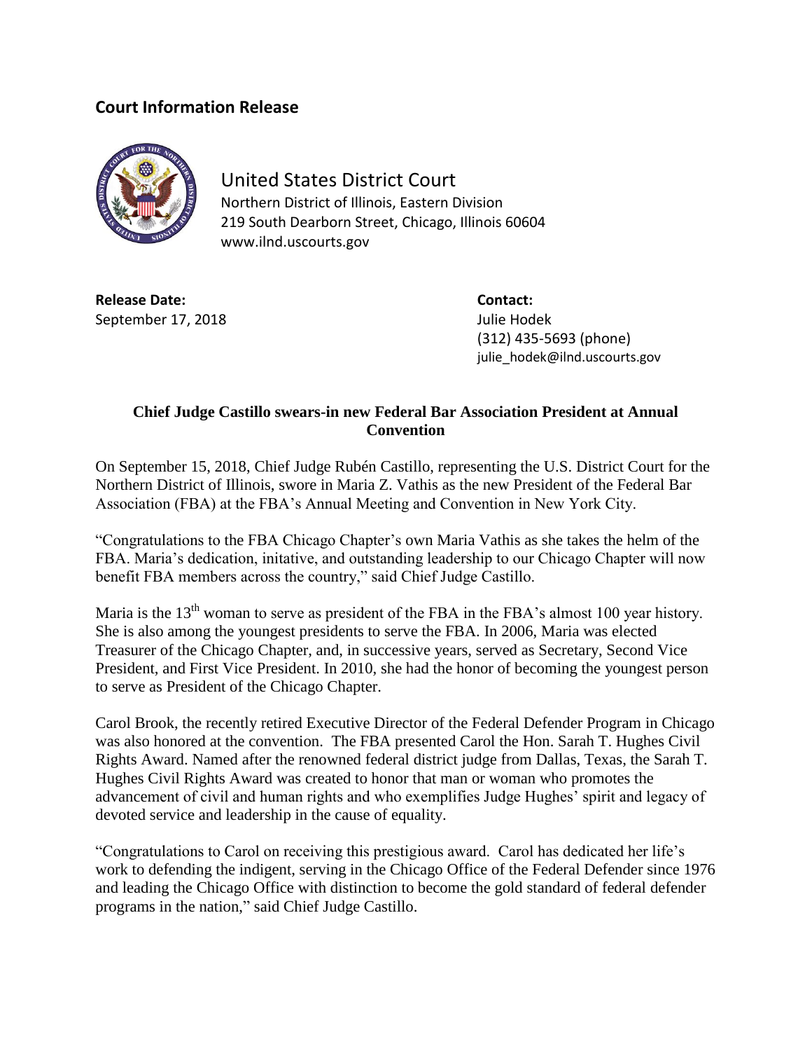## Court Information Release

United States District Court
Northern District of Illinois, Eastern Division
219 South Dearborn Street, Chicago, Illinois 60604
www.ilnd.uscourts.gov

**Release Date:**
September 17, 2018

**Contact:**
Julie Hodek
(312) 435-5693 (phone)
julie_hodek@ilnd.uscourts.gov

### Chief Judge Castillo swears-in new Federal Bar Association President at Annual Convention

On September 15, 2018, Chief Judge Rubén Castillo, representing the U.S. District Court for the Northern District of Illinois, swore in Maria Z. Vathis as the new President of the Federal Bar Association (FBA) at the FBA's Annual Meeting and Convention in New York City.

"Congratulations to the FBA Chicago Chapter's own Maria Vathis as she takes the helm of the FBA. Maria's dedication, initative, and outstanding leadership to our Chicago Chapter will now benefit FBA members across the country," said Chief Judge Castillo.

Maria is the 13th woman to serve as president of the FBA in the FBA's almost 100 year history. She is also among the youngest presidents to serve the FBA. In 2006, Maria was elected Treasurer of the Chicago Chapter, and, in successive years, served as Secretary, Second Vice President, and First Vice President. In 2010, she had the honor of becoming the youngest person to serve as President of the Chicago Chapter.

Carol Brook, the recently retired Executive Director of the Federal Defender Program in Chicago was also honored at the convention. The FBA presented Carol the Hon. Sarah T. Hughes Civil Rights Award. Named after the renowned federal district judge from Dallas, Texas, the Sarah T. Hughes Civil Rights Award was created to honor that man or woman who promotes the advancement of civil and human rights and who exemplifies Judge Hughes' spirit and legacy of devoted service and leadership in the cause of equality.

"Congratulations to Carol on receiving this prestigious award. Carol has dedicated her life's work to defending the indigent, serving in the Chicago Office of the Federal Defender since 1976 and leading the Chicago Office with distinction to become the gold standard of federal defender programs in the nation," said Chief Judge Castillo.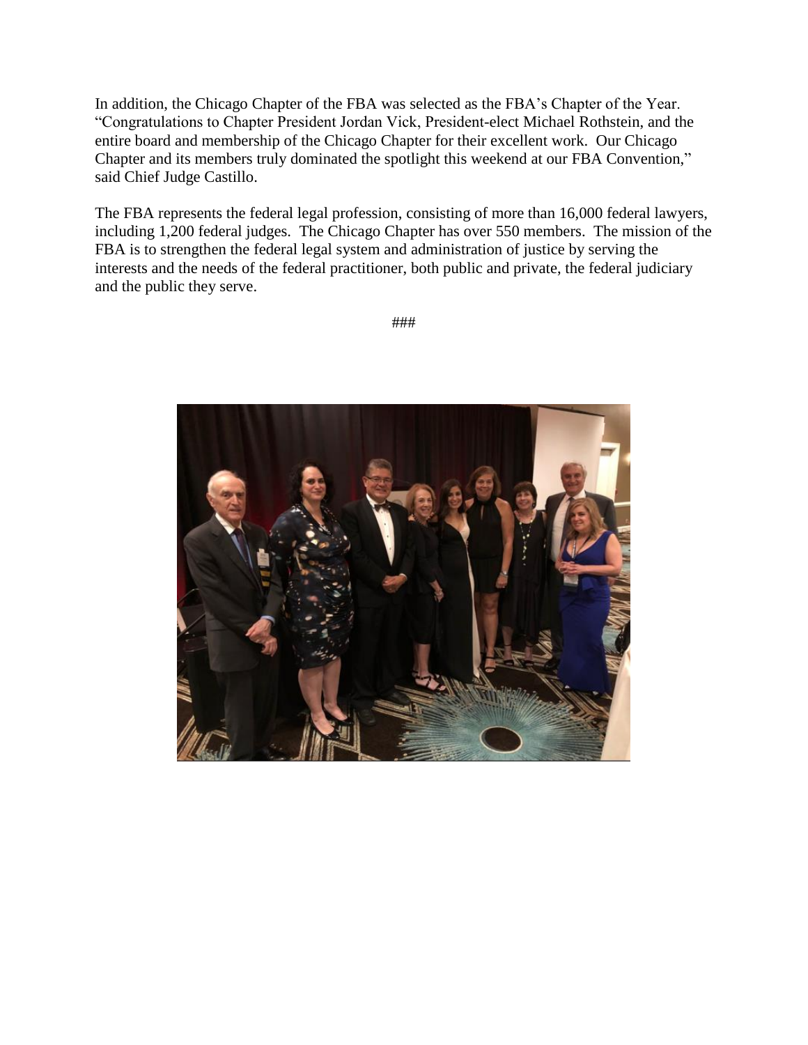In addition, the Chicago Chapter of the FBA was selected as the FBA's Chapter of the Year. "Congratulations to Chapter President Jordan Vick, President-elect Michael Rothstein, and the entire board and membership of the Chicago Chapter for their excellent work. Our Chicago Chapter and its members truly dominated the spotlight this weekend at our FBA Convention," said Chief Judge Castillo.

The FBA represents the federal legal profession, consisting of more than 16,000 federal lawyers, including 1,200 federal judges. The Chicago Chapter has over 550 members. The mission of the FBA is to strengthen the federal legal system and administration of justice by serving the interests and the needs of the federal practitioner, both public and private, the federal judiciary and the public they serve.

###